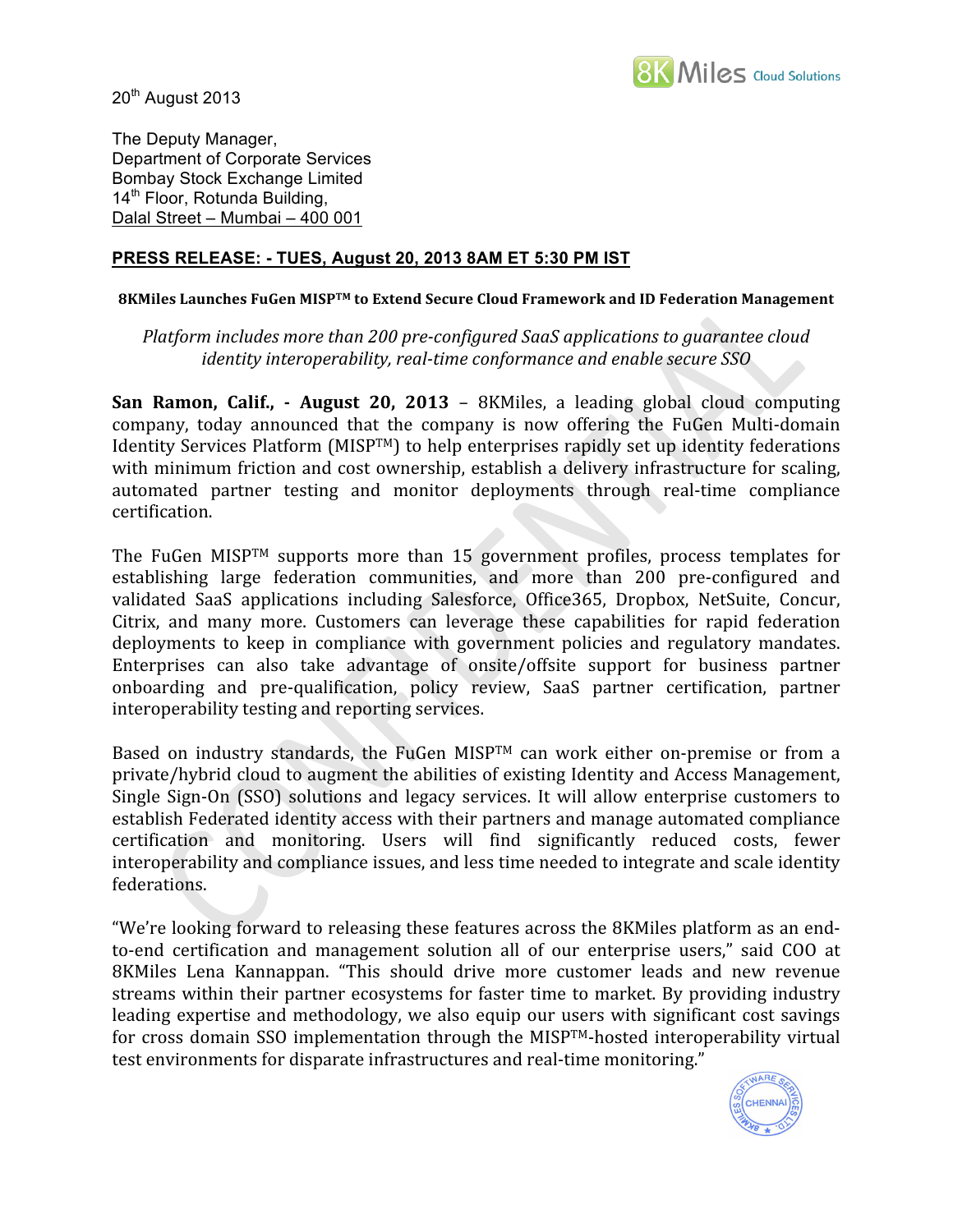20th August 2013

The Deputy Manager,
Department of Corporate Services
Bombay Stock Exchange Limited
14th Floor, Rotunda Building,
Dalal Street – Mumbai – 400 001

**PRESS RELEASE: - TUES, August 20, 2013 8AM ET 5:30 PM IST**

**8KMiles Launches FuGen MISPTM to Extend Secure Cloud Framework and ID Federation Management**

*Platform includes more than 200 pre-configured SaaS applications to guarantee cloud identity interoperability, real-time conformance and enable secure SSO*

**San Ramon, Calif., - August 20, 2013** – 8KMiles, a leading global cloud computing company, today announced that the company is now offering the FuGen Multi-domain Identity Services Platform (MISPTM) to help enterprises rapidly set up identity federations with minimum friction and cost ownership, establish a delivery infrastructure for scaling, automated partner testing and monitor deployments through real-time compliance certification.

The FuGen MISPTM supports more than 15 government profiles, process templates for establishing large federation communities, and more than 200 pre-configured and validated SaaS applications including Salesforce, Office365, Dropbox, NetSuite, Concur, Citrix, and many more. Customers can leverage these capabilities for rapid federation deployments to keep in compliance with government policies and regulatory mandates. Enterprises can also take advantage of onsite/offsite support for business partner onboarding and pre-qualification, policy review, SaaS partner certification, partner interoperability testing and reporting services.

Based on industry standards, the FuGen MISPTM can work either on-premise or from a private/hybrid cloud to augment the abilities of existing Identity and Access Management, Single Sign-On (SSO) solutions and legacy services. It will allow enterprise customers to establish Federated identity access with their partners and manage automated compliance certification and monitoring. Users will find significantly reduced costs, fewer interoperability and compliance issues, and less time needed to integrate and scale identity federations.

"We're looking forward to releasing these features across the 8KMiles platform as an end-to-end certification and management solution all of our enterprise users," said COO at 8KMiles Lena Kannappan. "This should drive more customer leads and new revenue streams within their partner ecosystems for faster time to market. By providing industry leading expertise and methodology, we also equip our users with significant cost savings for cross domain SSO implementation through the MISPTM-hosted interoperability virtual test environments for disparate infrastructures and real-time monitoring."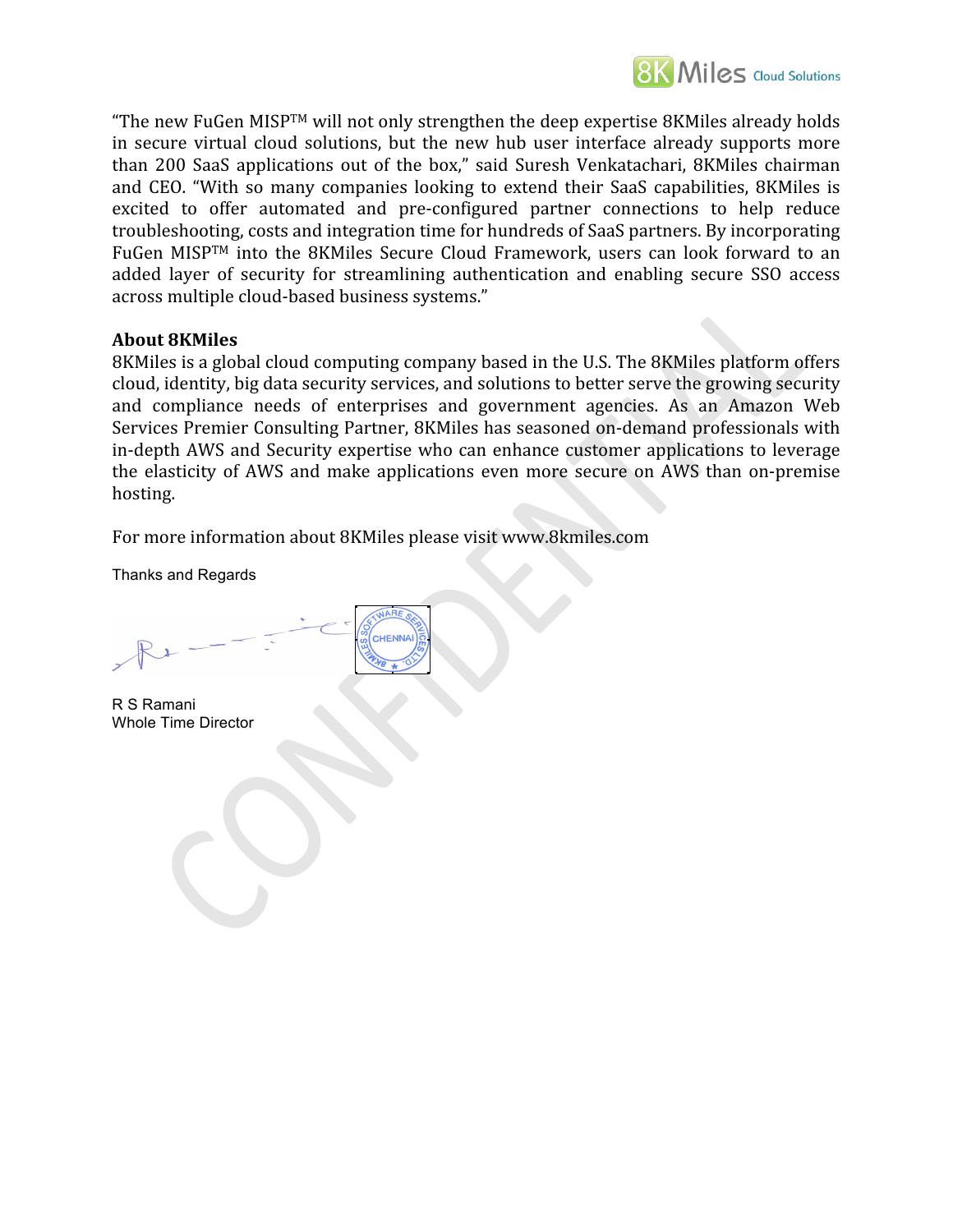"The new FuGen MISP™ will not only strengthen the deep expertise 8KMiles already holds in secure virtual cloud solutions, but the new hub user interface already supports more than 200 SaaS applications out of the box," said Suresh Venkatachari, 8KMiles chairman and CEO. "With so many companies looking to extend their SaaS capabilities, 8KMiles is excited to offer automated and pre-configured partner connections to help reduce troubleshooting, costs and integration time for hundreds of SaaS partners. By incorporating FuGen MISP™ into the 8KMiles Secure Cloud Framework, users can look forward to an added layer of security for streamlining authentication and enabling secure SSO access across multiple cloud-based business systems."

**About 8KMiles**

8KMiles is a global cloud computing company based in the U.S. The 8KMiles platform offers cloud, identity, big data security services, and solutions to better serve the growing security and compliance needs of enterprises and government agencies. As an Amazon Web Services Premier Consulting Partner, 8KMiles has seasoned on-demand professionals with in-depth AWS and Security expertise who can enhance customer applications to leverage the elasticity of AWS and make applications even more secure on AWS than on-premise hosting.

For more information about 8KMiles please visit www.8kmiles.com

Thanks and Regards

R S Ramani
Whole Time Director